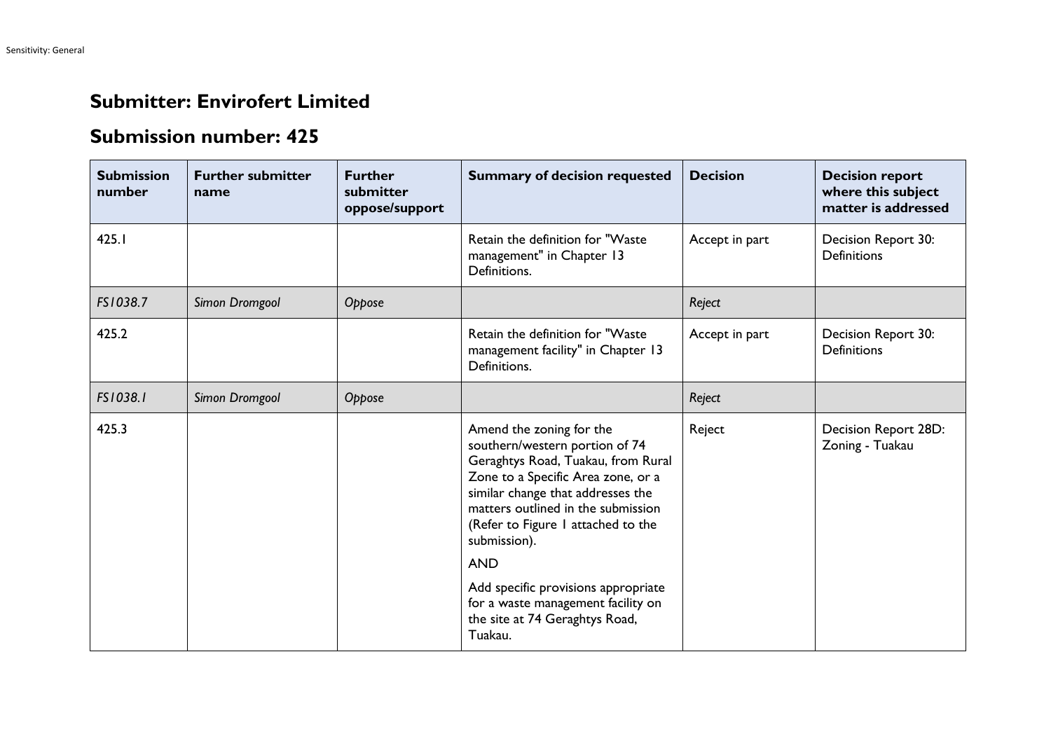# Submitter: Envirofert Limited

## Submission number: 425

| Submission number | Further submitter name | Further submitter oppose/support | Summary of decision requested | Decision | Decision report where this subject matter is addressed |
|---|---|---|---|---|---|
| 425.1 | | | Retain the definition for "Waste management" in Chapter 13 Definitions. | Accept in part | Decision Report 30: Definitions |
| *FS1038.7* | *Simon Dromgool* | *Oppose* | | *Reject* | |
| 425.2 | | | Retain the definition for "Waste management facility" in Chapter 13 Definitions. | Accept in part | Decision Report 30: Definitions |
| *FS1038.1* | *Simon Dromgool* | *Oppose* | | *Reject* | |
| 425.3 | | | Amend the zoning for the southern/western portion of 74 Geraghtys Road, Tuakau, from Rural Zone to a Specific Area zone, or a similar change that addresses the matters outlined in the submission (Refer to Figure 1 attached to the submission).<br><br>AND<br><br>Add specific provisions appropriate for a waste management facility on the site at 74 Geraghtys Road, Tuakau. | Reject | Decision Report 28D: Zoning - Tuakau |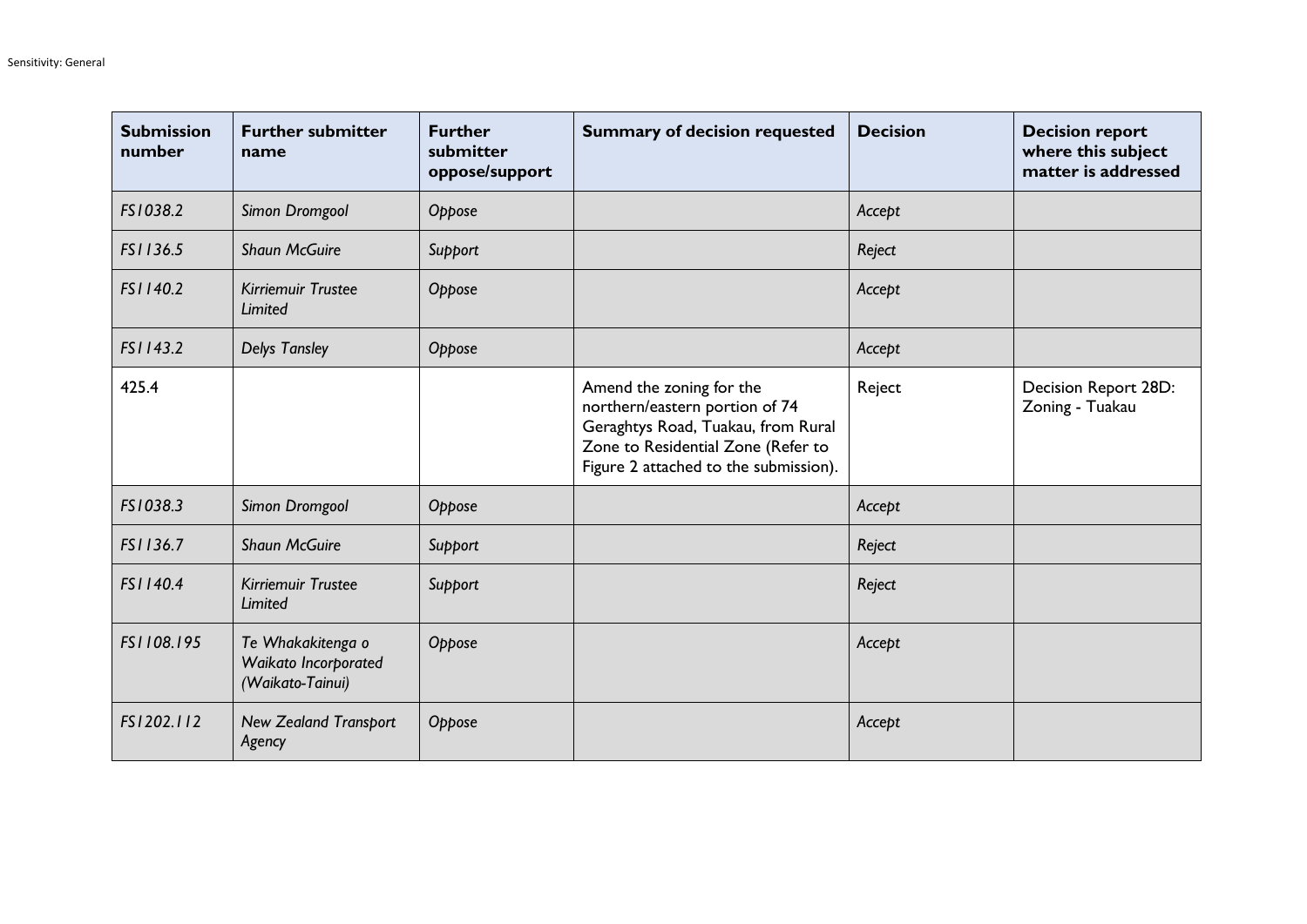| Submission number | Further submitter name | Further submitter oppose/support | Summary of decision requested | Decision | Decision report where this subject matter is addressed |
|---|---|---|---|---|---|
| *FS1038.2* | *Simon Dromgool* | *Oppose* | | *Accept* | |
| *FS1136.5* | *Shaun McGuire* | *Support* | | *Reject* | |
| *FS1140.2* | *Kirriemuir Trustee Limited* | *Oppose* | | *Accept* | |
| *FS1143.2* | *Delys Tansley* | *Oppose* | | *Accept* | |
| 425.4 | | | Amend the zoning for the northern/eastern portion of 74 Geraghtys Road, Tuakau, from Rural Zone to Residential Zone (Refer to Figure 2 attached to the submission). | Reject | Decision Report 28D: Zoning - Tuakau |
| *FS1038.3* | *Simon Dromgool* | *Oppose* | | *Accept* | |
| *FS1136.7* | *Shaun McGuire* | *Support* | | *Reject* | |
| *FS1140.4* | *Kirriemuir Trustee Limited* | *Support* | | *Reject* | |
| *FS1108.195* | *Te Whakakitenga o Waikato Incorporated (Waikato-Tainui)* | *Oppose* | | *Accept* | |
| *FS1202.112* | *New Zealand Transport Agency* | *Oppose* | | *Accept* | |